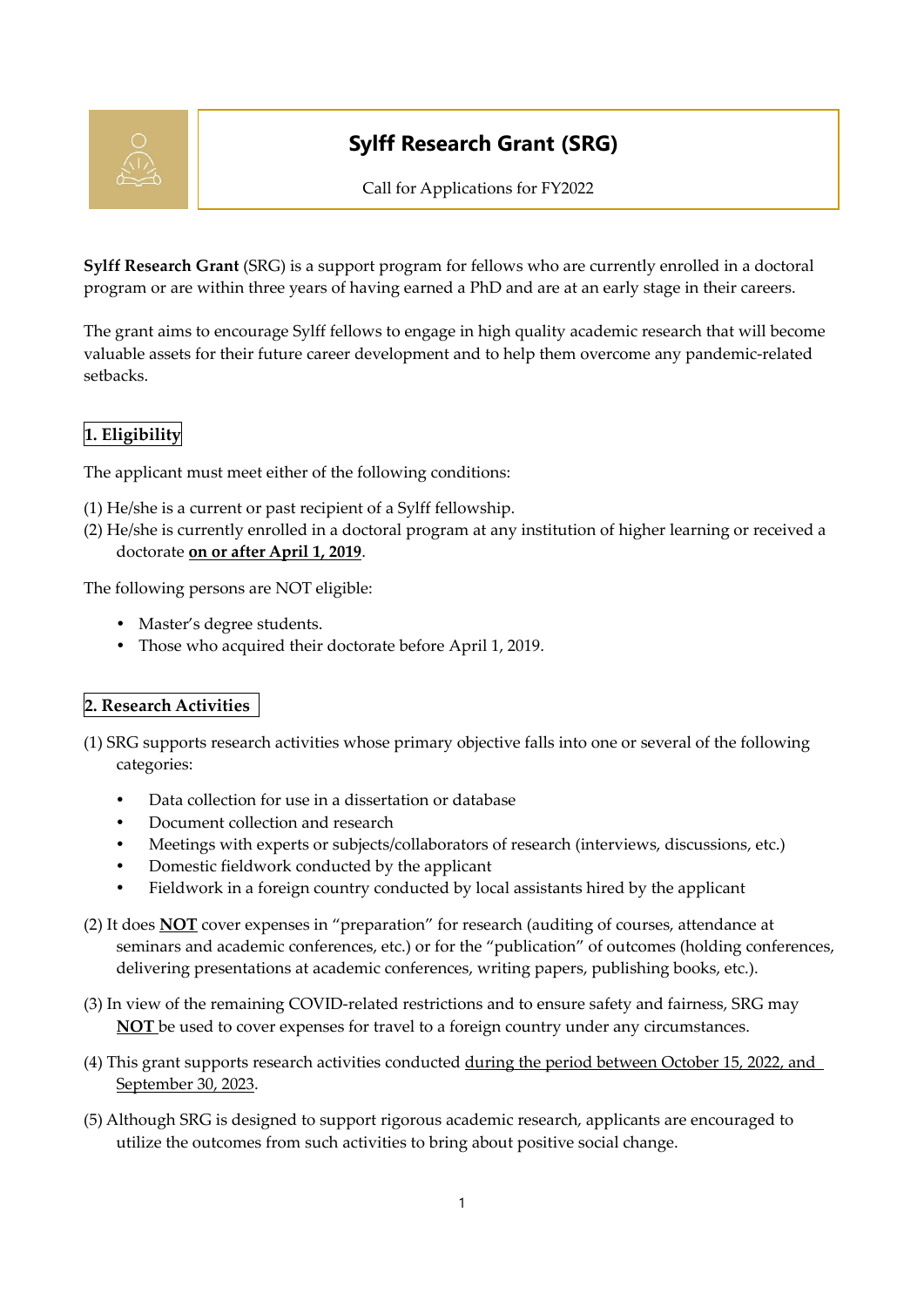# Sylff Research Grant (SRG)

Call for Applications for FY2022

**Sylff Research Grant** (SRG) is a support program for fellows who are currently enrolled in a doctoral program or are within three years of having earned a PhD and are at an early stage in their careers.

The grant aims to encourage Sylff fellows to engage in high quality academic research that will become valuable assets for their future career development and to help them overcome any pandemic-related setbacks.

## 1. Eligibility

The applicant must meet either of the following conditions:

(1) He/she is a current or past recipient of a Sylff fellowship.
(2) He/she is currently enrolled in a doctoral program at any institution of higher learning or received a doctorate **on or after April 1, 2019**.

The following persons are NOT eligible:

- Master's degree students.
- Those who acquired their doctorate before April 1, 2019.

## 2. Research Activities

(1) SRG supports research activities whose primary objective falls into one or several of the following categories:

- Data collection for use in a dissertation or database
- Document collection and research
- Meetings with experts or subjects/collaborators of research (interviews, discussions, etc.)
- Domestic fieldwork conducted by the applicant
- Fieldwork in a foreign country conducted by local assistants hired by the applicant

(2) It does **NOT** cover expenses in "preparation" for research (auditing of courses, attendance at seminars and academic conferences, etc.) or for the "publication" of outcomes (holding conferences, delivering presentations at academic conferences, writing papers, publishing books, etc.).

(3) In view of the remaining COVID-related restrictions and to ensure safety and fairness, SRG may **NOT** be used to cover expenses for travel to a foreign country under any circumstances.

(4) This grant supports research activities conducted during the period between October 15, 2022, and September 30, 2023.

(5) Although SRG is designed to support rigorous academic research, applicants are encouraged to utilize the outcomes from such activities to bring about positive social change.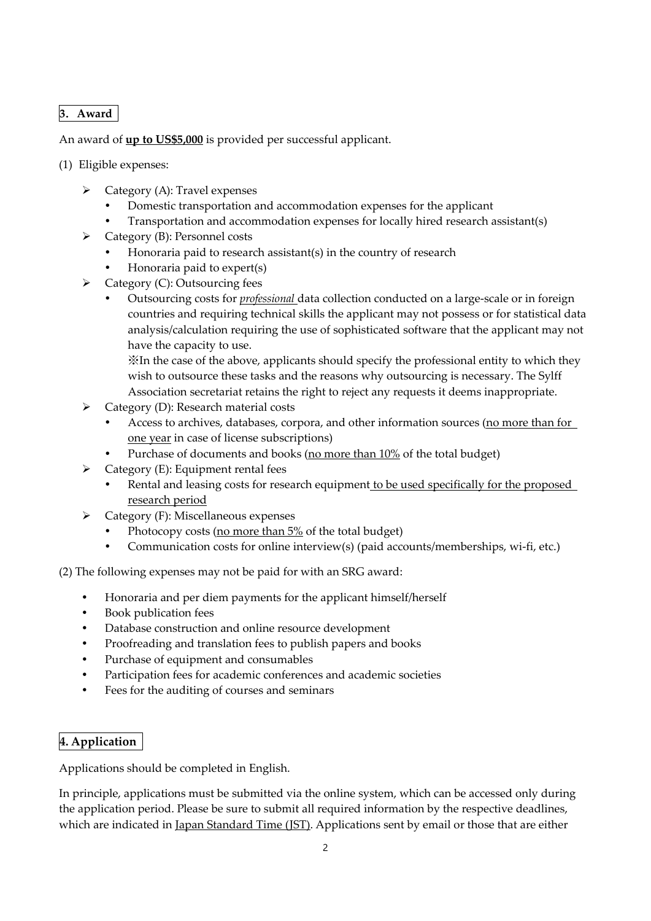## 3. Award

An award of **up to US$5,000** is provided per successful applicant.

(1) Eligible expenses:

- Category (A): Travel expenses
  - Domestic transportation and accommodation expenses for the applicant
  - Transportation and accommodation expenses for locally hired research assistant(s)
- Category (B): Personnel costs
  - Honoraria paid to research assistant(s) in the country of research
  - Honoraria paid to expert(s)
- Category (C): Outsourcing fees
  - Outsourcing costs for *professional* data collection conducted on a large-scale or in foreign countries and requiring technical skills the applicant may not possess or for statistical data analysis/calculation requiring the use of sophisticated software that the applicant may not have the capacity to use.

    ※In the case of the above, applicants should specify the professional entity to which they wish to outsource these tasks and the reasons why outsourcing is necessary. The Sylff Association secretariat retains the right to reject any requests it deems inappropriate.
- Category (D): Research material costs
  - Access to archives, databases, corpora, and other information sources (no more than for one year in case of license subscriptions)
  - Purchase of documents and books (no more than 10% of the total budget)
- Category (E): Equipment rental fees
  - Rental and leasing costs for research equipment to be used specifically for the proposed research period
- Category (F): Miscellaneous expenses
  - Photocopy costs (no more than 5% of the total budget)
  - Communication costs for online interview(s) (paid accounts/memberships, wi-fi, etc.)

(2) The following expenses may not be paid for with an SRG award:

- Honoraria and per diem payments for the applicant himself/herself
- Book publication fees
- Database construction and online resource development
- Proofreading and translation fees to publish papers and books
- Purchase of equipment and consumables
- Participation fees for academic conferences and academic societies
- Fees for the auditing of courses and seminars

## 4. Application

Applications should be completed in English.

In principle, applications must be submitted via the online system, which can be accessed only during the application period. Please be sure to submit all required information by the respective deadlines, which are indicated in Japan Standard Time (JST). Applications sent by email or those that are either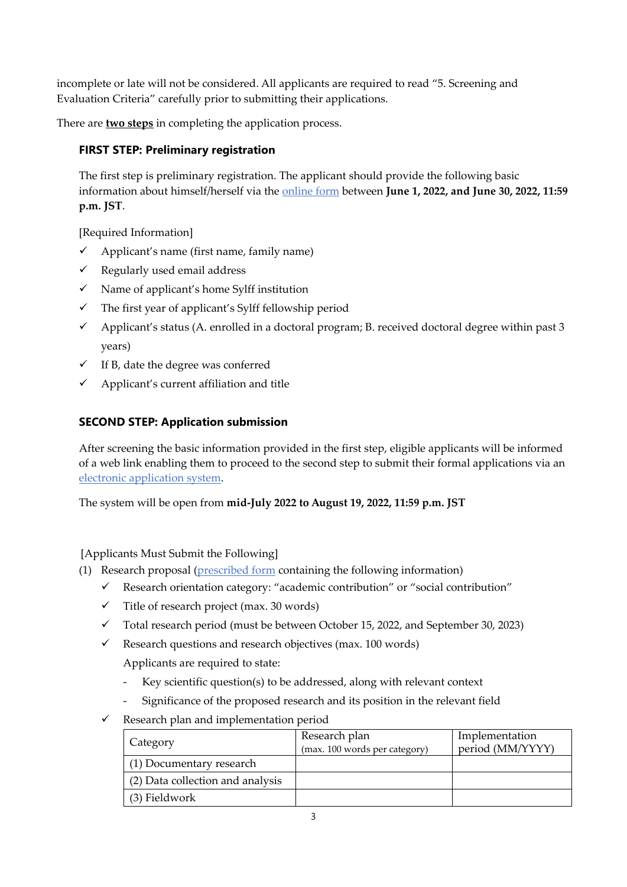incomplete or late will not be considered. All applicants are required to read "5. Screening and Evaluation Criteria" carefully prior to submitting their applications.

There are **two steps** in completing the application process.

### FIRST STEP: Preliminary registration

The first step is preliminary registration. The applicant should provide the following basic information about himself/herself via the online form between **June 1, 2022, and June 30, 2022, 11:59 p.m. JST**.

[Required Information]

- ✓ Applicant's name (first name, family name)
- ✓ Regularly used email address
- ✓ Name of applicant's home Sylff institution
- ✓ The first year of applicant's Sylff fellowship period
- ✓ Applicant's status (A. enrolled in a doctoral program; B. received doctoral degree within past 3 years)
- ✓ If B, date the degree was conferred
- ✓ Applicant's current affiliation and title

### SECOND STEP: Application submission

After screening the basic information provided in the first step, eligible applicants will be informed of a web link enabling them to proceed to the second step to submit their formal applications via an electronic application system.

The system will be open from **mid-July 2022 to August 19, 2022, 11:59 p.m. JST**

[Applicants Must Submit the Following]

(1) Research proposal (prescribed form containing the following information)

- ✓ Research orientation category: "academic contribution" or "social contribution"
- ✓ Title of research project (max. 30 words)
- ✓ Total research period (must be between October 15, 2022, and September 30, 2023)
- ✓ Research questions and research objectives (max. 100 words)

  Applicants are required to state:

  - Key scientific question(s) to be addressed, along with relevant context
  - Significance of the proposed research and its position in the relevant field
- ✓ Research plan and implementation period

| Category | Research plan (max. 100 words per category) | Implementation period (MM/YYYY) |
|---|---|---|
| (1) Documentary research | | |
| (2) Data collection and analysis | | |
| (3) Fieldwork | | |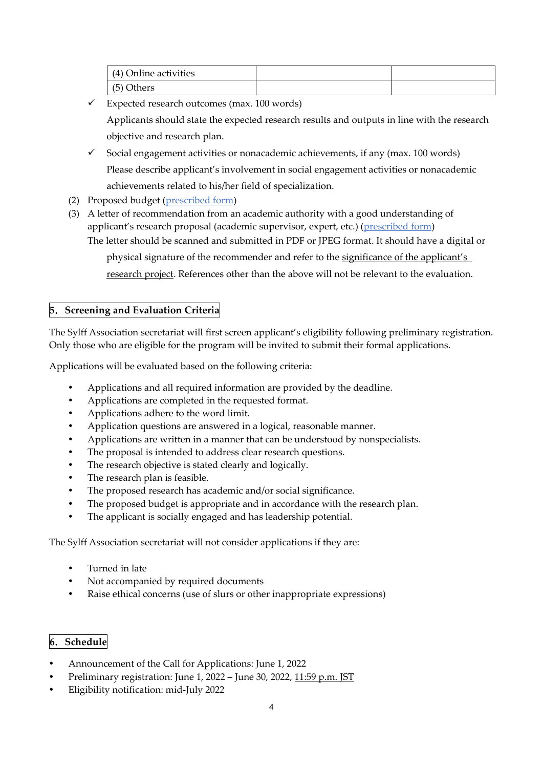| (4) Online activities | | |
|---|---|---|
| (5) Others | | |

- ✓ Expected research outcomes (max. 100 words)

  Applicants should state the expected research results and outputs in line with the research objective and research plan.

- ✓ Social engagement activities or nonacademic achievements, if any (max. 100 words)

  Please describe applicant's involvement in social engagement activities or nonacademic achievements related to his/her field of specialization.

(2) Proposed budget (prescribed form)

(3) A letter of recommendation from an academic authority with a good understanding of applicant's research proposal (academic supervisor, expert, etc.) (prescribed form)

The letter should be scanned and submitted in PDF or JPEG format. It should have a digital or physical signature of the recommender and refer to the significance of the applicant's research project. References other than the above will not be relevant to the evaluation.

## 5. Screening and Evaluation Criteria

The Sylff Association secretariat will first screen applicant's eligibility following preliminary registration. Only those who are eligible for the program will be invited to submit their formal applications.

Applications will be evaluated based on the following criteria:

- Applications and all required information are provided by the deadline.
- Applications are completed in the requested format.
- Applications adhere to the word limit.
- Application questions are answered in a logical, reasonable manner.
- Applications are written in a manner that can be understood by nonspecialists.
- The proposal is intended to address clear research questions.
- The research objective is stated clearly and logically.
- The research plan is feasible.
- The proposed research has academic and/or social significance.
- The proposed budget is appropriate and in accordance with the research plan.
- The applicant is socially engaged and has leadership potential.

The Sylff Association secretariat will not consider applications if they are:

- Turned in late
- Not accompanied by required documents
- Raise ethical concerns (use of slurs or other inappropriate expressions)

## 6. Schedule

- Announcement of the Call for Applications: June 1, 2022
- Preliminary registration: June 1, 2022 – June 30, 2022, 11:59 p.m. JST
- Eligibility notification: mid-July 2022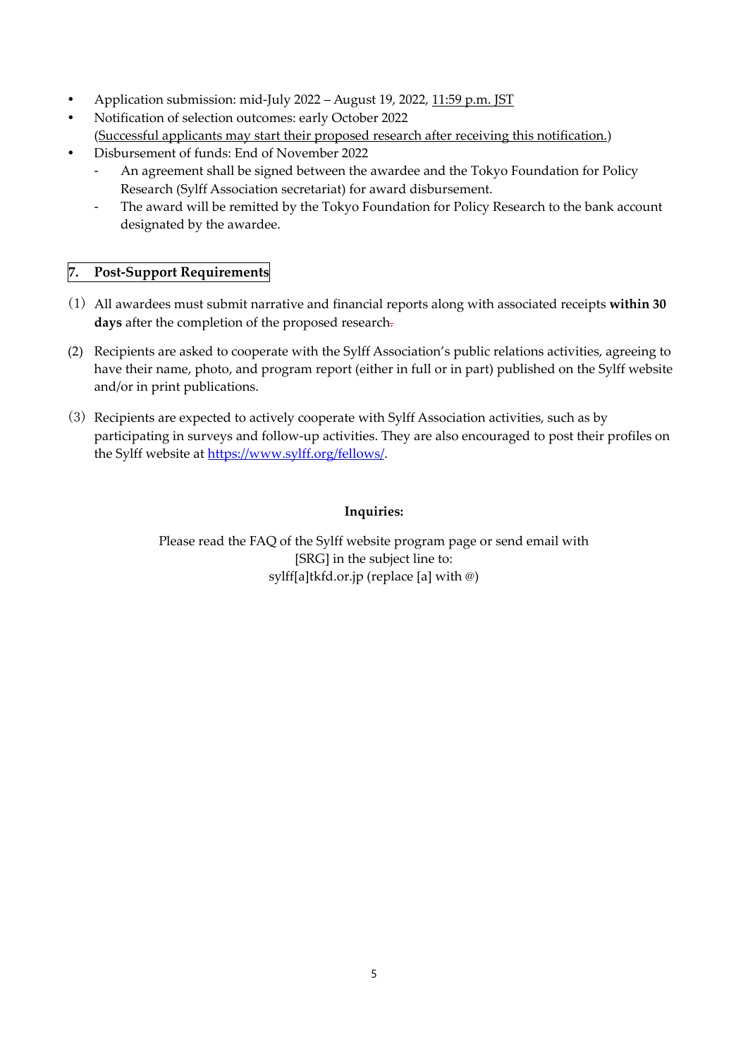- Application submission: mid-July 2022 – August 19, 2022, 11:59 p.m. JST
- Notification of selection outcomes: early October 2022 (Successful applicants may start their proposed research after receiving this notification.)
- Disbursement of funds: End of November 2022
  - An agreement shall be signed between the awardee and the Tokyo Foundation for Policy Research (Sylff Association secretariat) for award disbursement.
  - The award will be remitted by the Tokyo Foundation for Policy Research to the bank account designated by the awardee.

## 7. Post-Support Requirements

(1) All awardees must submit narrative and financial reports along with associated receipts **within 30 days** after the completion of the proposed research.

(2) Recipients are asked to cooperate with the Sylff Association's public relations activities, agreeing to have their name, photo, and program report (either in full or in part) published on the Sylff website and/or in print publications.

(3) Recipients are expected to actively cooperate with Sylff Association activities, such as by participating in surveys and follow-up activities. They are also encouraged to post their profiles on the Sylff website at https://www.sylff.org/fellows/.

**Inquiries:**

Please read the FAQ of the Sylff website program page or send email with [SRG] in the subject line to:
sylff[a]tkfd.or.jp (replace [a] with @)